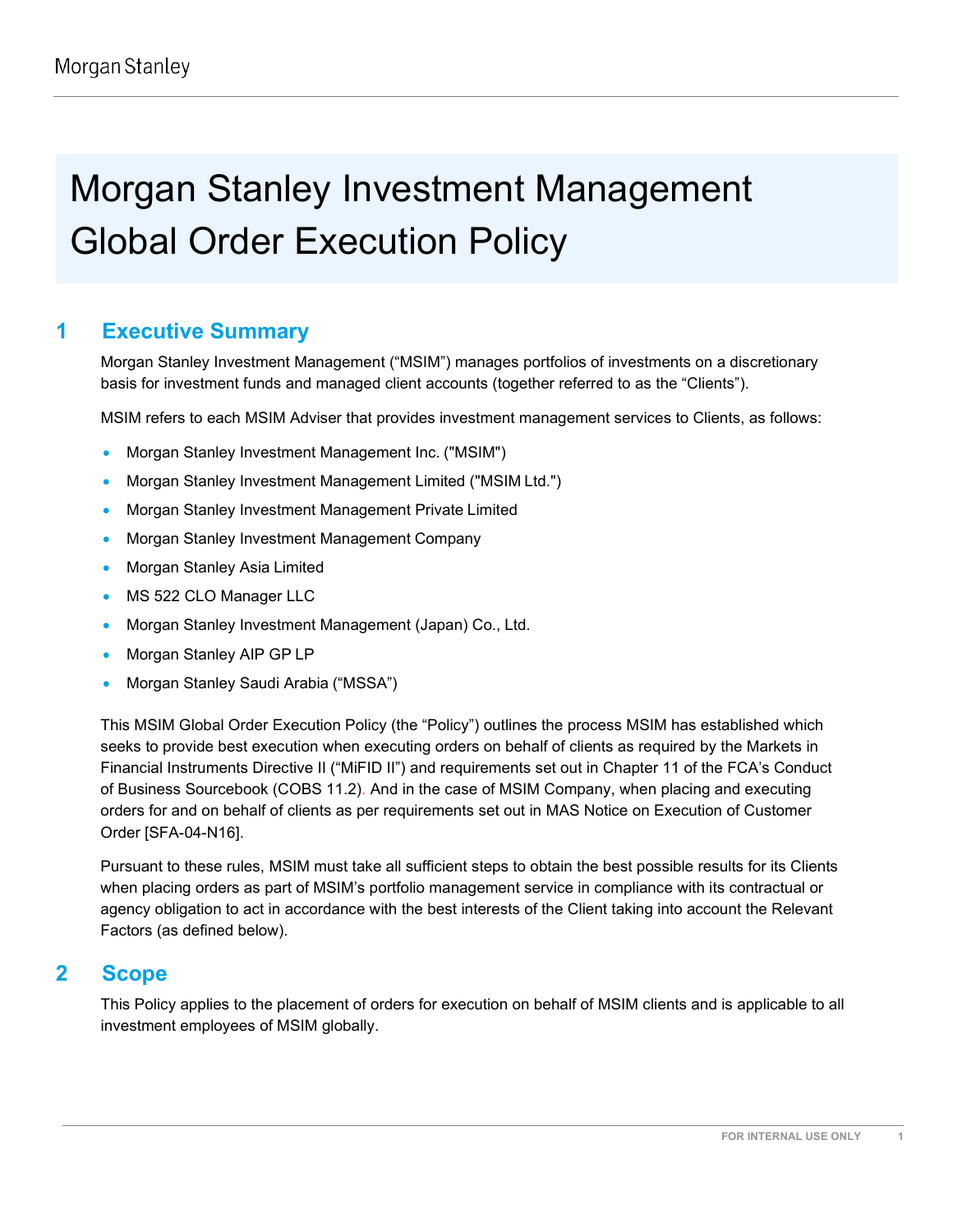# Morgan Stanley Investment Management Global Order Execution Policy

## 1 Executive Summary

Morgan Stanley Investment Management ("MSIM") manages portfolios of investments on a discretionary basis for investment funds and managed client accounts (together referred to as the "Clients").

MSIM refers to each MSIM Adviser that provides investment management services to Clients, as follows:

- Morgan Stanley Investment Management Inc. ("MSIM")
- Morgan Stanley Investment Management Limited ("MSIM Ltd.")
- Morgan Stanley Investment Management Private Limited
- Morgan Stanley Investment Management Company
- Morgan Stanley Asia Limited
- MS 522 CLO Manager LLC
- Morgan Stanley Investment Management (Japan) Co., Ltd.
- Morgan Stanley AIP GP LP
- Morgan Stanley Saudi Arabia ("MSSA")

This MSIM Global Order Execution Policy (the "Policy") outlines the process MSIM has established which seeks to provide best execution when executing orders on behalf of clients as required by the Markets in Financial Instruments Directive II ("MiFID II") and requirements set out in Chapter 11 of the FCA's Conduct of Business Sourcebook (COBS 11.2). And in the case of MSIM Company, when placing and executing orders for and on behalf of clients as per requirements set out in MAS Notice on Execution of Customer Order [SFA-04-N16].

Pursuant to these rules, MSIM must take all sufficient steps to obtain the best possible results for its Clients when placing orders as part of MSIM's portfolio management service in compliance with its contractual or agency obligation to act in accordance with the best interests of the Client taking into account the Relevant Factors (as defined below).

## 2 Scope

This Policy applies to the placement of orders for execution on behalf of MSIM clients and is applicable to all investment employees of MSIM globally.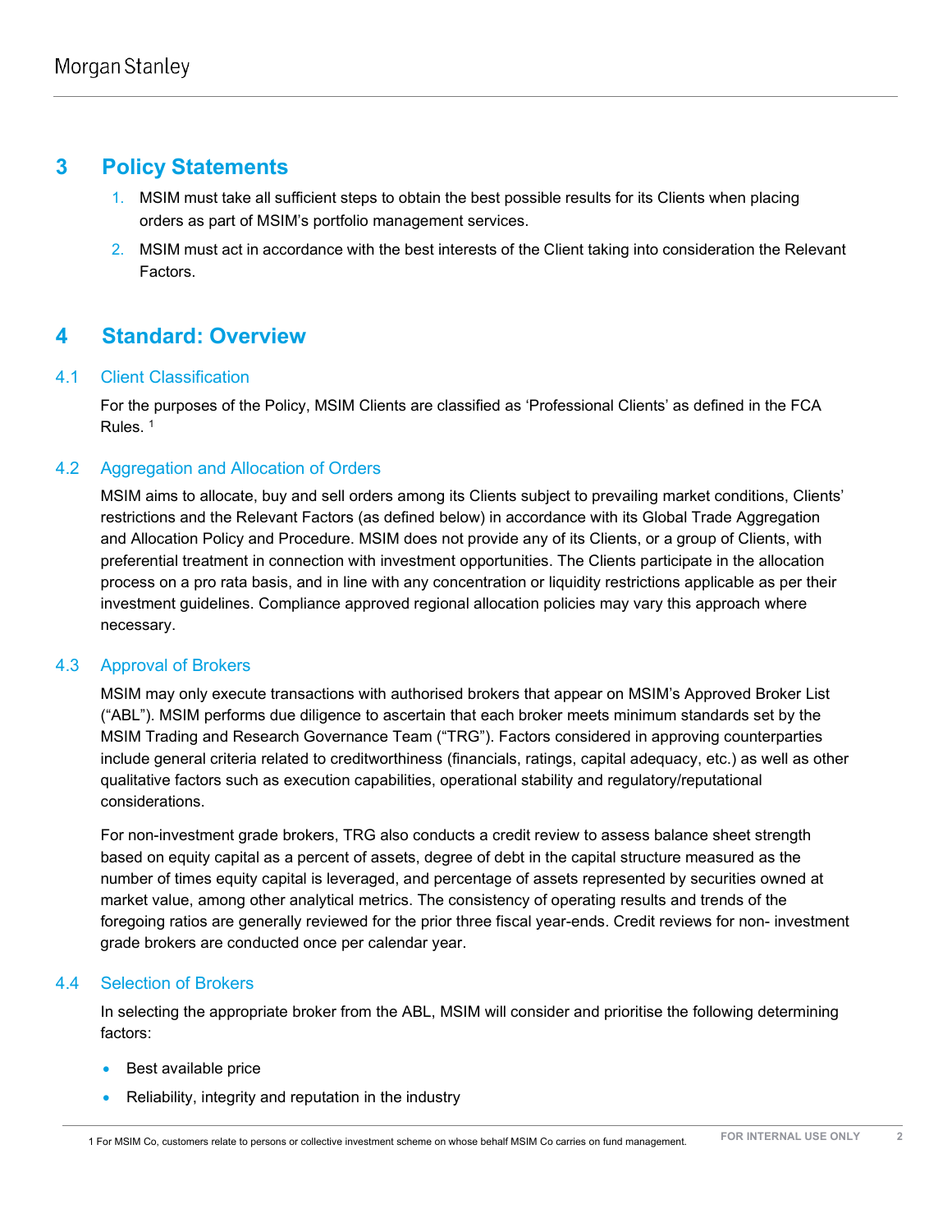# 3 Policy Statements

1. MSIM must take all sufficient steps to obtain the best possible results for its Clients when placing orders as part of MSIM's portfolio management services.
2. MSIM must act in accordance with the best interests of the Client taking into consideration the Relevant Factors.

# 4 Standard: Overview

## 4.1 Client Classification

For the purposes of the Policy, MSIM Clients are classified as 'Professional Clients' as defined in the FCA Rules. [1]

## 4.2 Aggregation and Allocation of Orders

MSIM aims to allocate, buy and sell orders among its Clients subject to prevailing market conditions, Clients' restrictions and the Relevant Factors (as defined below) in accordance with its Global Trade Aggregation and Allocation Policy and Procedure. MSIM does not provide any of its Clients, or a group of Clients, with preferential treatment in connection with investment opportunities. The Clients participate in the allocation process on a pro rata basis, and in line with any concentration or liquidity restrictions applicable as per their investment guidelines. Compliance approved regional allocation policies may vary this approach where necessary.

## 4.3 Approval of Brokers

MSIM may only execute transactions with authorised brokers that appear on MSIM's Approved Broker List ("ABL"). MSIM performs due diligence to ascertain that each broker meets minimum standards set by the MSIM Trading and Research Governance Team ("TRG"). Factors considered in approving counterparties include general criteria related to creditworthiness (financials, ratings, capital adequacy, etc.) as well as other qualitative factors such as execution capabilities, operational stability and regulatory/reputational considerations.

For non-investment grade brokers, TRG also conducts a credit review to assess balance sheet strength based on equity capital as a percent of assets, degree of debt in the capital structure measured as the number of times equity capital is leveraged, and percentage of assets represented by securities owned at market value, among other analytical metrics. The consistency of operating results and trends of the foregoing ratios are generally reviewed for the prior three fiscal year-ends. Credit reviews for non- investment grade brokers are conducted once per calendar year.

## 4.4 Selection of Brokers

In selecting the appropriate broker from the ABL, MSIM will consider and prioritise the following determining factors:

- Best available price
- Reliability, integrity and reputation in the industry

[1] For MSIM Co, customers relate to persons or collective investment scheme on whose behalf MSIM Co carries on fund management.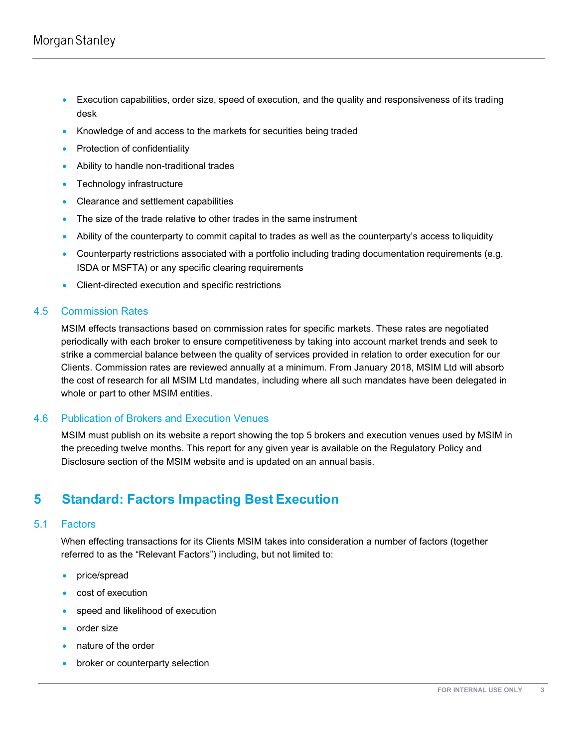- Execution capabilities, order size, speed of execution, and the quality and responsiveness of its trading desk
- Knowledge of and access to the markets for securities being traded
- Protection of confidentiality
- Ability to handle non-traditional trades
- Technology infrastructure
- Clearance and settlement capabilities
- The size of the trade relative to other trades in the same instrument
- Ability of the counterparty to commit capital to trades as well as the counterparty's access to liquidity
- Counterparty restrictions associated with a portfolio including trading documentation requirements (e.g. ISDA or MSFTA) or any specific clearing requirements
- Client-directed execution and specific restrictions

### 4.5 Commission Rates

MSIM effects transactions based on commission rates for specific markets. These rates are negotiated periodically with each broker to ensure competitiveness by taking into account market trends and seek to strike a commercial balance between the quality of services provided in relation to order execution for our Clients. Commission rates are reviewed annually at a minimum. From January 2018, MSIM Ltd will absorb the cost of research for all MSIM Ltd mandates, including where all such mandates have been delegated in whole or part to other MSIM entities.

### 4.6 Publication of Brokers and Execution Venues

MSIM must publish on its website a report showing the top 5 brokers and execution venues used by MSIM in the preceding twelve months. This report for any given year is available on the Regulatory Policy and Disclosure section of the MSIM website and is updated on an annual basis.

## 5 Standard: Factors Impacting Best Execution

### 5.1 Factors

When effecting transactions for its Clients MSIM takes into consideration a number of factors (together referred to as the "Relevant Factors") including, but not limited to:

- price/spread
- cost of execution
- speed and likelihood of execution
- order size
- nature of the order
- broker or counterparty selection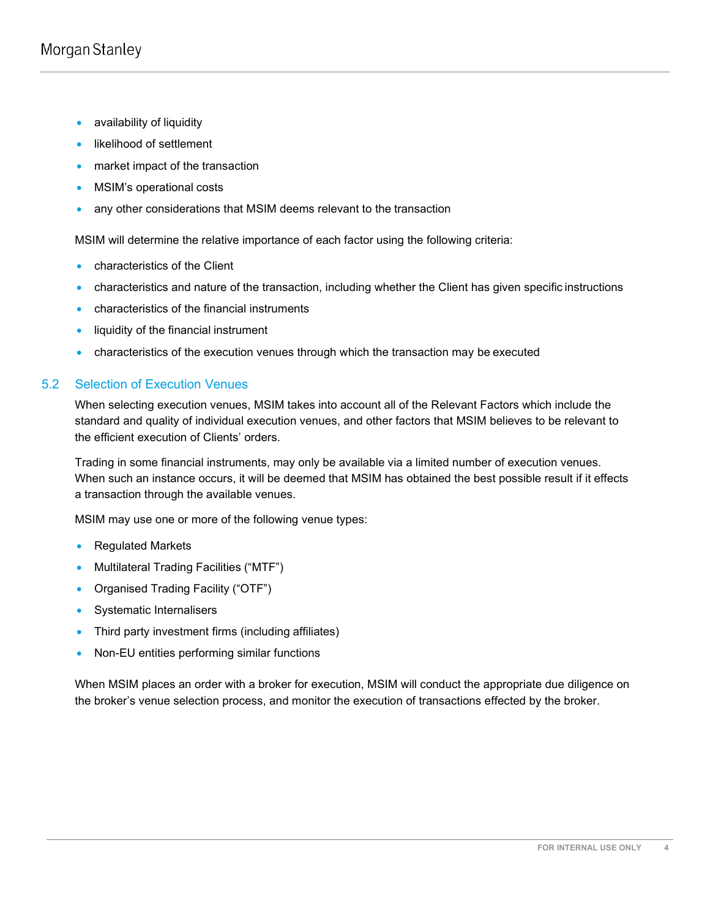- availability of liquidity
- likelihood of settlement
- market impact of the transaction
- MSIM's operational costs
- any other considerations that MSIM deems relevant to the transaction

MSIM will determine the relative importance of each factor using the following criteria:

- characteristics of the Client
- characteristics and nature of the transaction, including whether the Client has given specific instructions
- characteristics of the financial instruments
- liquidity of the financial instrument
- characteristics of the execution venues through which the transaction may be executed

## 5.2 Selection of Execution Venues

When selecting execution venues, MSIM takes into account all of the Relevant Factors which include the standard and quality of individual execution venues, and other factors that MSIM believes to be relevant to the efficient execution of Clients' orders.

Trading in some financial instruments, may only be available via a limited number of execution venues. When such an instance occurs, it will be deemed that MSIM has obtained the best possible result if it effects a transaction through the available venues.

MSIM may use one or more of the following venue types:

- Regulated Markets
- Multilateral Trading Facilities ("MTF")
- Organised Trading Facility ("OTF")
- Systematic Internalisers
- Third party investment firms (including affiliates)
- Non-EU entities performing similar functions

When MSIM places an order with a broker for execution, MSIM will conduct the appropriate due diligence on the broker's venue selection process, and monitor the execution of transactions effected by the broker.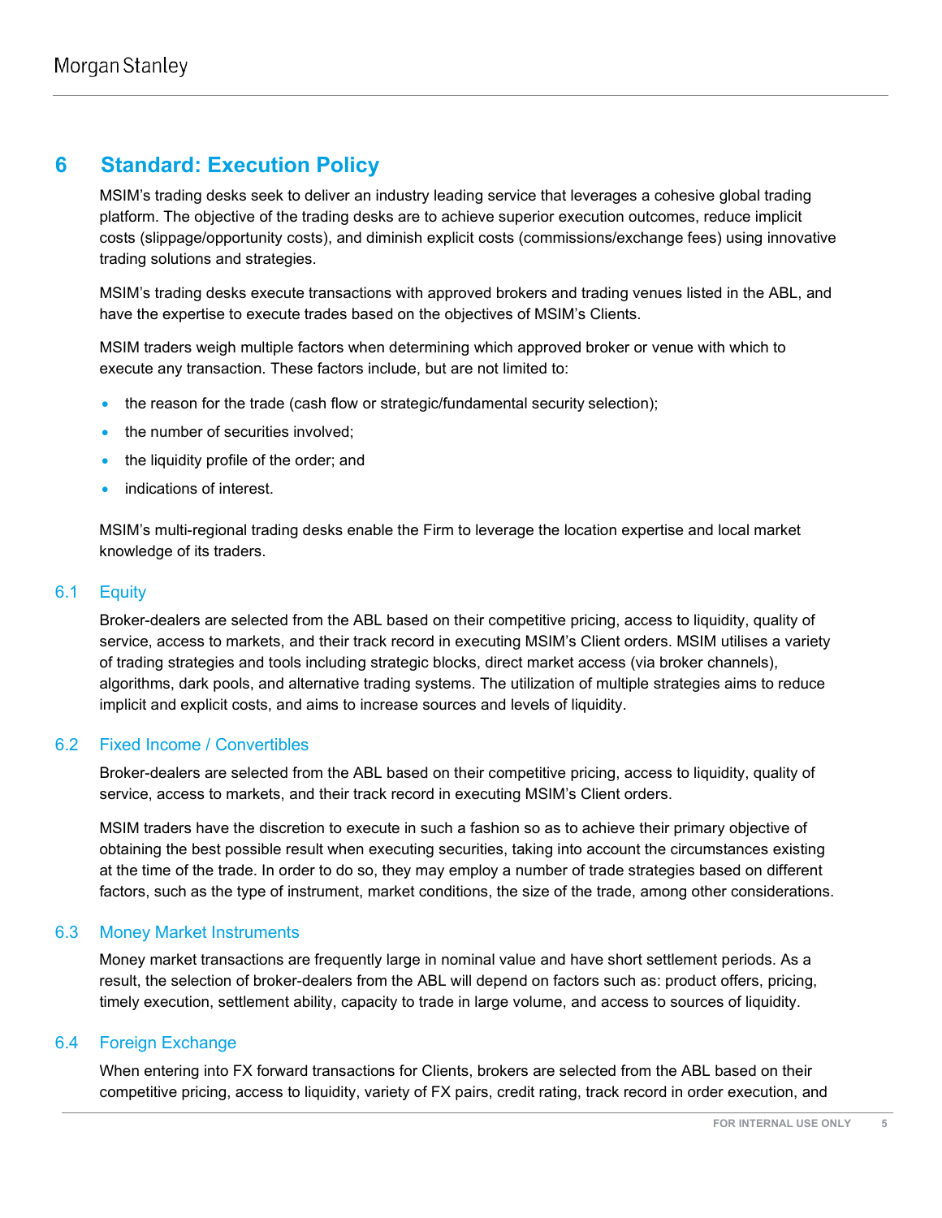# 6 Standard: Execution Policy

MSIM's trading desks seek to deliver an industry leading service that leverages a cohesive global trading platform. The objective of the trading desks are to achieve superior execution outcomes, reduce implicit costs (slippage/opportunity costs), and diminish explicit costs (commissions/exchange fees) using innovative trading solutions and strategies.

MSIM's trading desks execute transactions with approved brokers and trading venues listed in the ABL, and have the expertise to execute trades based on the objectives of MSIM's Clients.

MSIM traders weigh multiple factors when determining which approved broker or venue with which to execute any transaction. These factors include, but are not limited to:

- the reason for the trade (cash flow or strategic/fundamental security selection);
- the number of securities involved;
- the liquidity profile of the order; and
- indications of interest.

MSIM's multi-regional trading desks enable the Firm to leverage the location expertise and local market knowledge of its traders.

## 6.1 Equity

Broker-dealers are selected from the ABL based on their competitive pricing, access to liquidity, quality of service, access to markets, and their track record in executing MSIM's Client orders. MSIM utilises a variety of trading strategies and tools including strategic blocks, direct market access (via broker channels), algorithms, dark pools, and alternative trading systems. The utilization of multiple strategies aims to reduce implicit and explicit costs, and aims to increase sources and levels of liquidity.

## 6.2 Fixed Income / Convertibles

Broker-dealers are selected from the ABL based on their competitive pricing, access to liquidity, quality of service, access to markets, and their track record in executing MSIM's Client orders.

MSIM traders have the discretion to execute in such a fashion so as to achieve their primary objective of obtaining the best possible result when executing securities, taking into account the circumstances existing at the time of the trade. In order to do so, they may employ a number of trade strategies based on different factors, such as the type of instrument, market conditions, the size of the trade, among other considerations.

## 6.3 Money Market Instruments

Money market transactions are frequently large in nominal value and have short settlement periods. As a result, the selection of broker-dealers from the ABL will depend on factors such as: product offers, pricing, timely execution, settlement ability, capacity to trade in large volume, and access to sources of liquidity.

## 6.4 Foreign Exchange

When entering into FX forward transactions for Clients, brokers are selected from the ABL based on their competitive pricing, access to liquidity, variety of FX pairs, credit rating, track record in order execution, and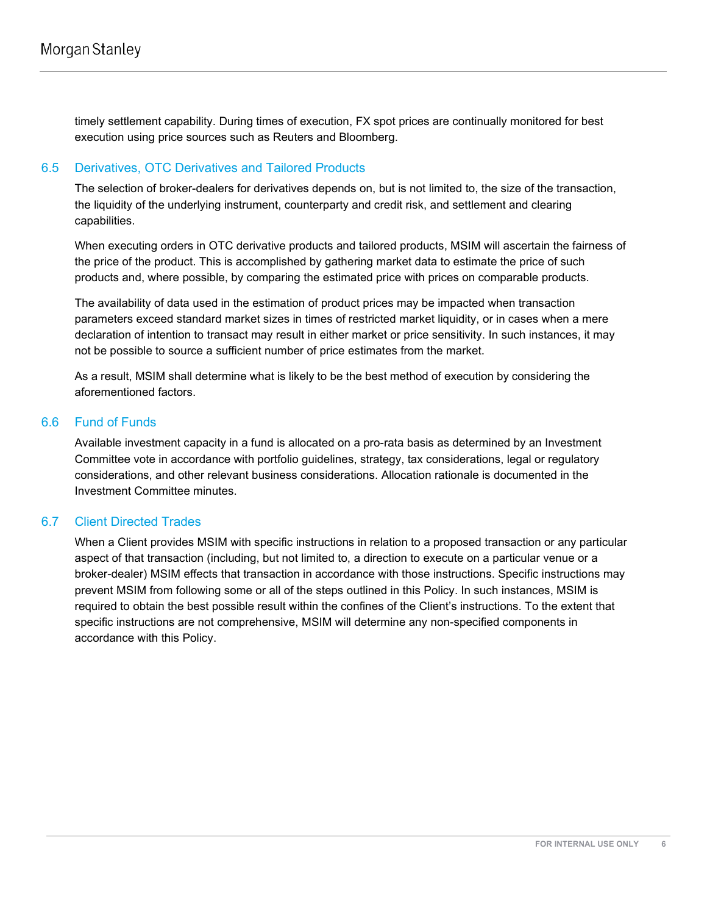timely settlement capability. During times of execution, FX spot prices are continually monitored for best execution using price sources such as Reuters and Bloomberg.

### 6.5 Derivatives, OTC Derivatives and Tailored Products

The selection of broker-dealers for derivatives depends on, but is not limited to, the size of the transaction, the liquidity of the underlying instrument, counterparty and credit risk, and settlement and clearing capabilities.

When executing orders in OTC derivative products and tailored products, MSIM will ascertain the fairness of the price of the product. This is accomplished by gathering market data to estimate the price of such products and, where possible, by comparing the estimated price with prices on comparable products.

The availability of data used in the estimation of product prices may be impacted when transaction parameters exceed standard market sizes in times of restricted market liquidity, or in cases when a mere declaration of intention to transact may result in either market or price sensitivity. In such instances, it may not be possible to source a sufficient number of price estimates from the market.

As a result, MSIM shall determine what is likely to be the best method of execution by considering the aforementioned factors.

### 6.6 Fund of Funds

Available investment capacity in a fund is allocated on a pro-rata basis as determined by an Investment Committee vote in accordance with portfolio guidelines, strategy, tax considerations, legal or regulatory considerations, and other relevant business considerations. Allocation rationale is documented in the Investment Committee minutes.

### 6.7 Client Directed Trades

When a Client provides MSIM with specific instructions in relation to a proposed transaction or any particular aspect of that transaction (including, but not limited to, a direction to execute on a particular venue or a broker-dealer) MSIM effects that transaction in accordance with those instructions. Specific instructions may prevent MSIM from following some or all of the steps outlined in this Policy. In such instances, MSIM is required to obtain the best possible result within the confines of the Client's instructions. To the extent that specific instructions are not comprehensive, MSIM will determine any non-specified components in accordance with this Policy.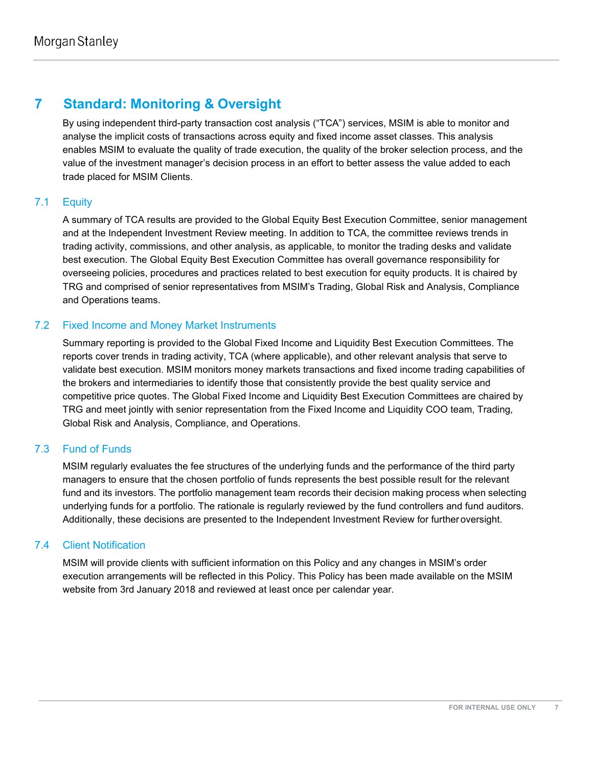# 7 Standard: Monitoring & Oversight

By using independent third-party transaction cost analysis ("TCA") services, MSIM is able to monitor and analyse the implicit costs of transactions across equity and fixed income asset classes. This analysis enables MSIM to evaluate the quality of trade execution, the quality of the broker selection process, and the value of the investment manager's decision process in an effort to better assess the value added to each trade placed for MSIM Clients.

## 7.1 Equity

A summary of TCA results are provided to the Global Equity Best Execution Committee, senior management and at the Independent Investment Review meeting. In addition to TCA, the committee reviews trends in trading activity, commissions, and other analysis, as applicable, to monitor the trading desks and validate best execution. The Global Equity Best Execution Committee has overall governance responsibility for overseeing policies, procedures and practices related to best execution for equity products. It is chaired by TRG and comprised of senior representatives from MSIM's Trading, Global Risk and Analysis, Compliance and Operations teams.

## 7.2 Fixed Income and Money Market Instruments

Summary reporting is provided to the Global Fixed Income and Liquidity Best Execution Committees. The reports cover trends in trading activity, TCA (where applicable), and other relevant analysis that serve to validate best execution. MSIM monitors money markets transactions and fixed income trading capabilities of the brokers and intermediaries to identify those that consistently provide the best quality service and competitive price quotes. The Global Fixed Income and Liquidity Best Execution Committees are chaired by TRG and meet jointly with senior representation from the Fixed Income and Liquidity COO team, Trading, Global Risk and Analysis, Compliance, and Operations.

## 7.3 Fund of Funds

MSIM regularly evaluates the fee structures of the underlying funds and the performance of the third party managers to ensure that the chosen portfolio of funds represents the best possible result for the relevant fund and its investors. The portfolio management team records their decision making process when selecting underlying funds for a portfolio. The rationale is regularly reviewed by the fund controllers and fund auditors. Additionally, these decisions are presented to the Independent Investment Review for further oversight.

## 7.4 Client Notification

MSIM will provide clients with sufficient information on this Policy and any changes in MSIM's order execution arrangements will be reflected in this Policy. This Policy has been made available on the MSIM website from 3rd January 2018 and reviewed at least once per calendar year.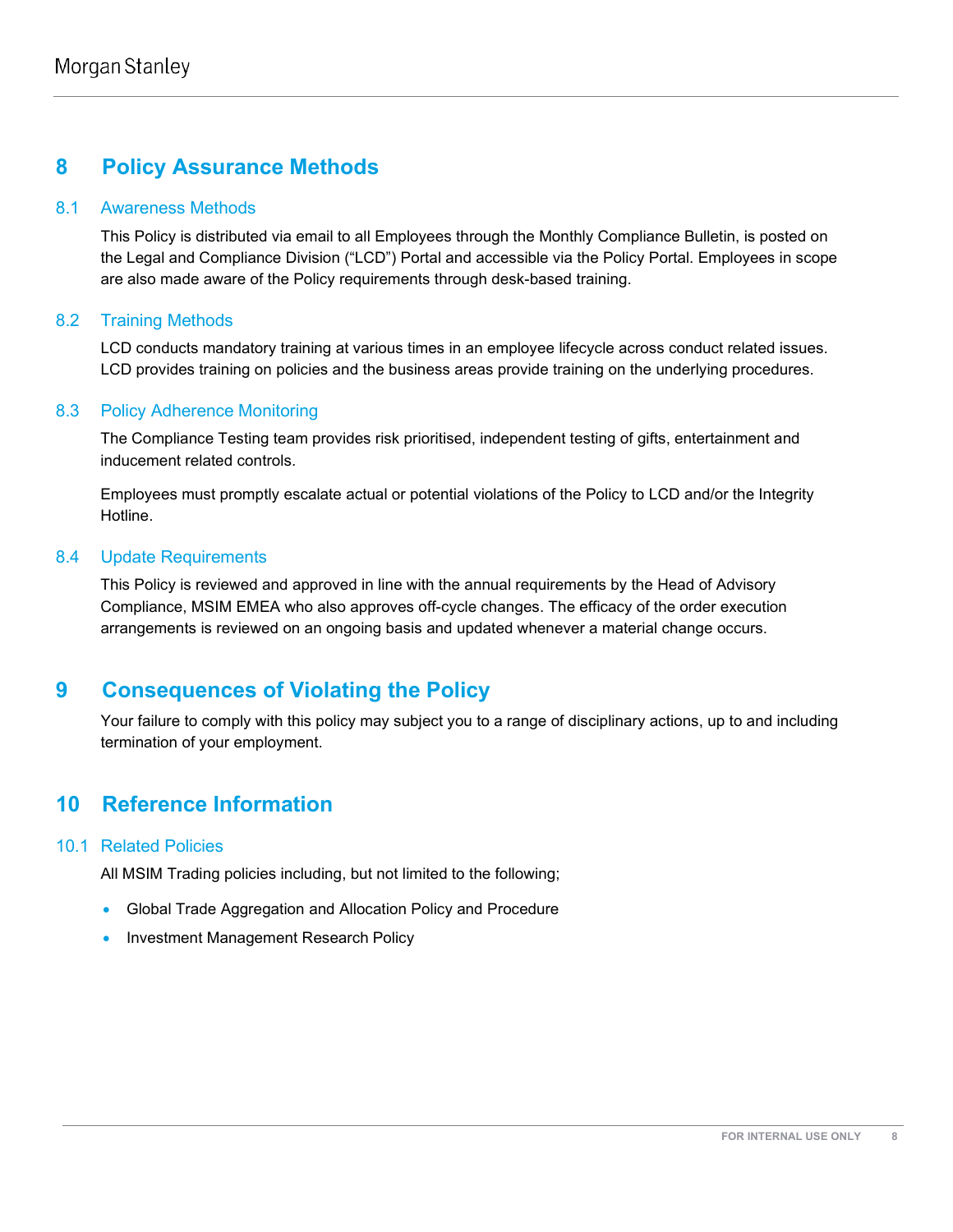## 8 Policy Assurance Methods

### 8.1 Awareness Methods

This Policy is distributed via email to all Employees through the Monthly Compliance Bulletin, is posted on the Legal and Compliance Division ("LCD") Portal and accessible via the Policy Portal. Employees in scope are also made aware of the Policy requirements through desk-based training.

### 8.2 Training Methods

LCD conducts mandatory training at various times in an employee lifecycle across conduct related issues. LCD provides training on policies and the business areas provide training on the underlying procedures.

### 8.3 Policy Adherence Monitoring

The Compliance Testing team provides risk prioritised, independent testing of gifts, entertainment and inducement related controls.

Employees must promptly escalate actual or potential violations of the Policy to LCD and/or the Integrity Hotline.

### 8.4 Update Requirements

This Policy is reviewed and approved in line with the annual requirements by the Head of Advisory Compliance, MSIM EMEA who also approves off-cycle changes. The efficacy of the order execution arrangements is reviewed on an ongoing basis and updated whenever a material change occurs.

## 9 Consequences of Violating the Policy

Your failure to comply with this policy may subject you to a range of disciplinary actions, up to and including termination of your employment.

## 10 Reference Information

### 10.1 Related Policies

All MSIM Trading policies including, but not limited to the following;

- Global Trade Aggregation and Allocation Policy and Procedure
- Investment Management Research Policy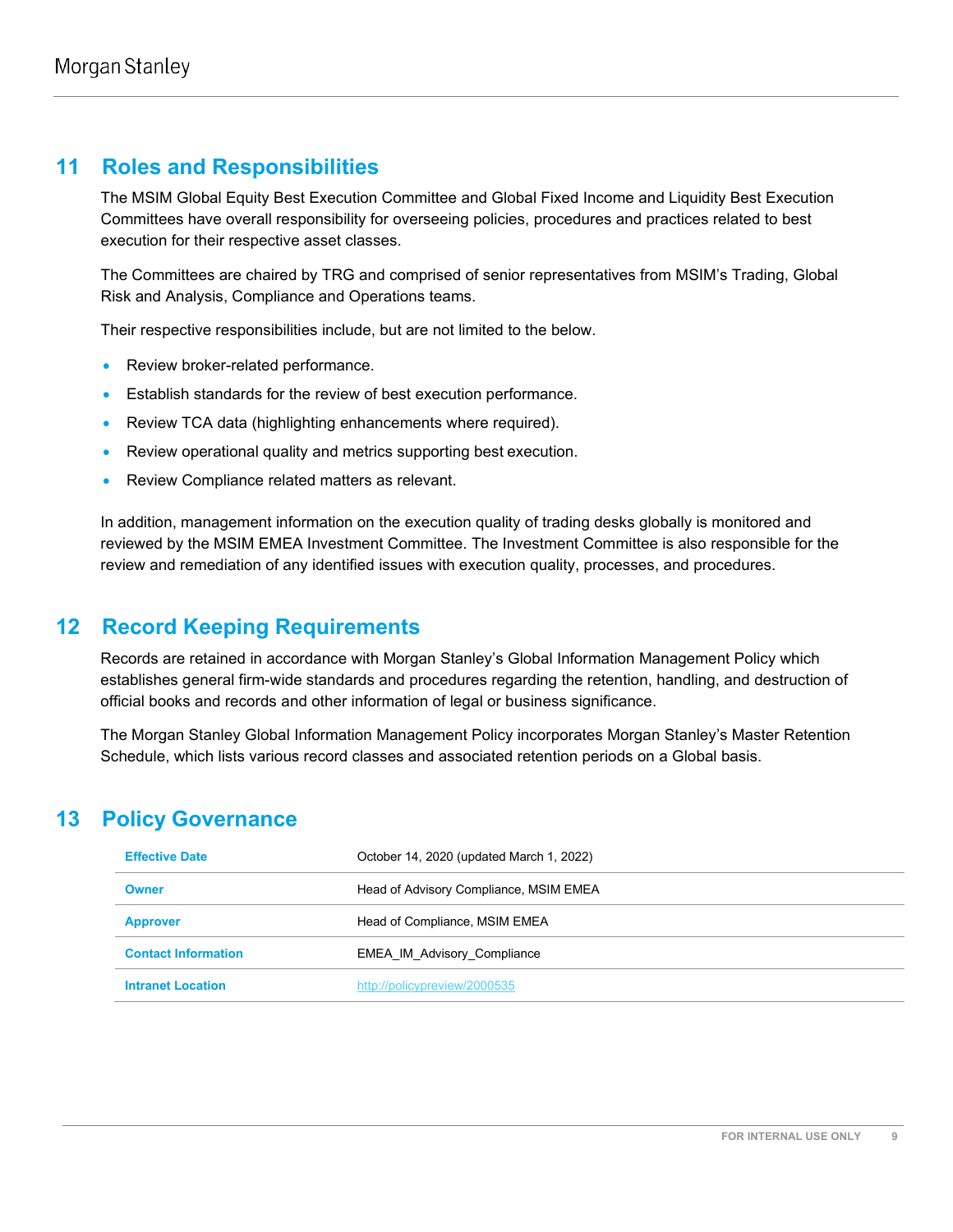## 11 Roles and Responsibilities

The MSIM Global Equity Best Execution Committee and Global Fixed Income and Liquidity Best Execution Committees have overall responsibility for overseeing policies, procedures and practices related to best execution for their respective asset classes.

The Committees are chaired by TRG and comprised of senior representatives from MSIM's Trading, Global Risk and Analysis, Compliance and Operations teams.

Their respective responsibilities include, but are not limited to the below.

- Review broker-related performance.
- Establish standards for the review of best execution performance.
- Review TCA data (highlighting enhancements where required).
- Review operational quality and metrics supporting best execution.
- Review Compliance related matters as relevant.

In addition, management information on the execution quality of trading desks globally is monitored and reviewed by the MSIM EMEA Investment Committee. The Investment Committee is also responsible for the review and remediation of any identified issues with execution quality, processes, and procedures.

## 12 Record Keeping Requirements

Records are retained in accordance with Morgan Stanley's Global Information Management Policy which establishes general firm-wide standards and procedures regarding the retention, handling, and destruction of official books and records and other information of legal or business significance.

The Morgan Stanley Global Information Management Policy incorporates Morgan Stanley's Master Retention Schedule, which lists various record classes and associated retention periods on a Global basis.

## 13 Policy Governance

| | |
|---|---|
| **Effective Date** | October 14, 2020 (updated March 1, 2022) |
| **Owner** | Head of Advisory Compliance, MSIM EMEA |
| **Approver** | Head of Compliance, MSIM EMEA |
| **Contact Information** | EMEA_IM_Advisory_Compliance |
| **Intranet Location** | http://policypreview/2000535 |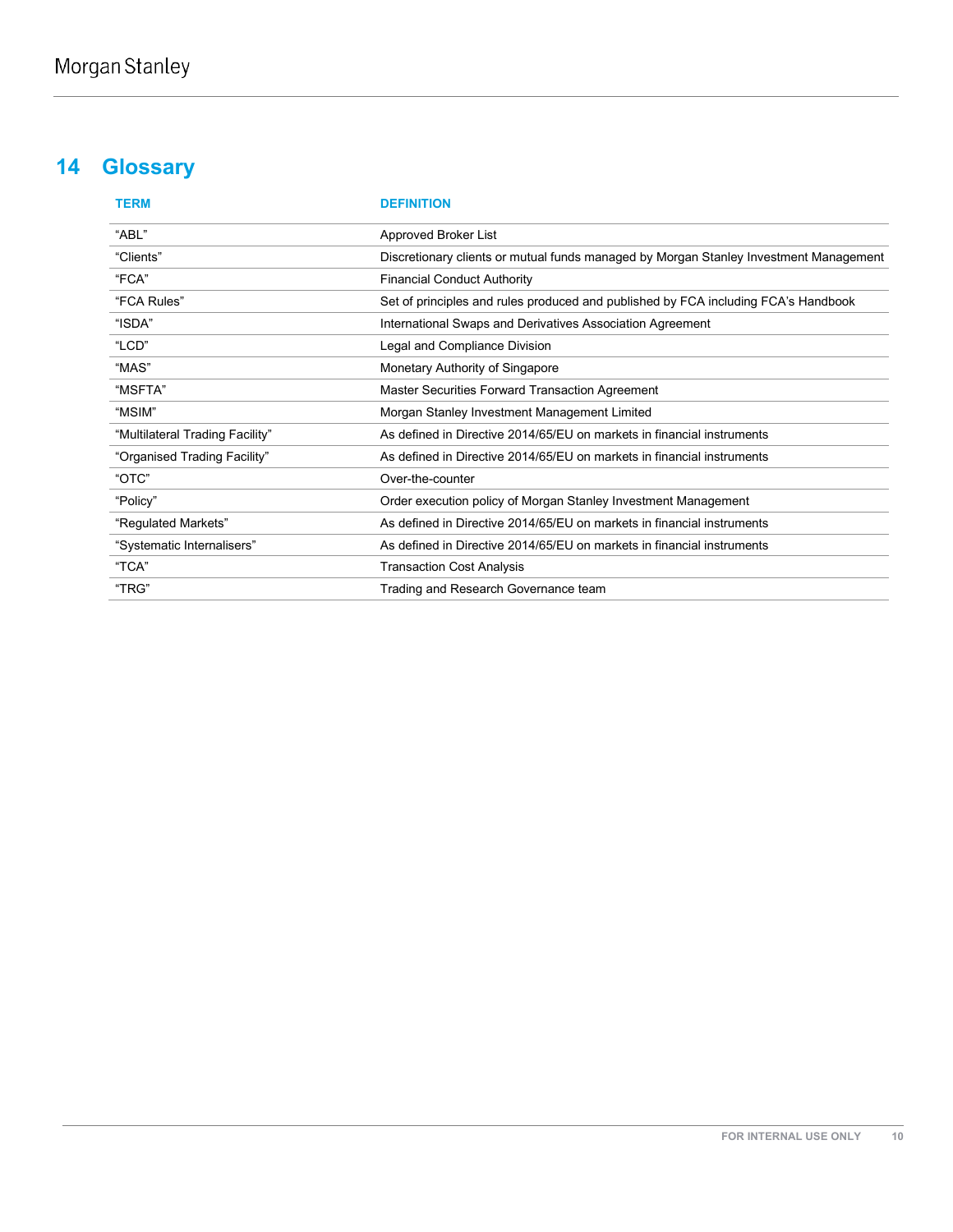# 14 Glossary

| TERM | DEFINITION |
| --- | --- |
| “ABL” | Approved Broker List |
| “Clients” | Discretionary clients or mutual funds managed by Morgan Stanley Investment Management |
| “FCA” | Financial Conduct Authority |
| “FCA Rules” | Set of principles and rules produced and published by FCA including FCA’s Handbook |
| “ISDA” | International Swaps and Derivatives Association Agreement |
| “LCD” | Legal and Compliance Division |
| “MAS” | Monetary Authority of Singapore |
| “MSFTA” | Master Securities Forward Transaction Agreement |
| “MSIM” | Morgan Stanley Investment Management Limited |
| “Multilateral Trading Facility” | As defined in Directive 2014/65/EU on markets in financial instruments |
| “Organised Trading Facility” | As defined in Directive 2014/65/EU on markets in financial instruments |
| “OTC” | Over-the-counter |
| “Policy” | Order execution policy of Morgan Stanley Investment Management |
| “Regulated Markets” | As defined in Directive 2014/65/EU on markets in financial instruments |
| “Systematic Internalisers” | As defined in Directive 2014/65/EU on markets in financial instruments |
| “TCA” | Transaction Cost Analysis |
| “TRG” | Trading and Research Governance team |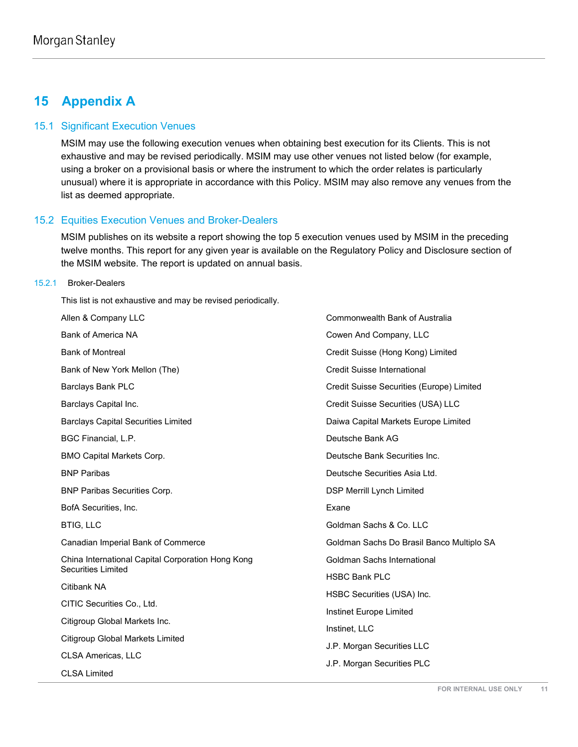# 15 Appendix A

## 15.1 Significant Execution Venues

MSIM may use the following execution venues when obtaining best execution for its Clients. This is not exhaustive and may be revised periodically. MSIM may use other venues not listed below (for example, using a broker on a provisional basis or where the instrument to which the order relates is particularly unusual) where it is appropriate in accordance with this Policy. MSIM may also remove any venues from the list as deemed appropriate.

## 15.2 Equities Execution Venues and Broker-Dealers

MSIM publishes on its website a report showing the top 5 execution venues used by MSIM in the preceding twelve months. This report for any given year is available on the Regulatory Policy and Disclosure section of the MSIM website. The report is updated on annual basis.

### 15.2.1 Broker-Dealers

This list is not exhaustive and may be revised periodically.

- Allen & Company LLC
- Bank of America NA
- Bank of Montreal
- Bank of New York Mellon (The)
- Barclays Bank PLC
- Barclays Capital Inc.
- Barclays Capital Securities Limited
- BGC Financial, L.P.
- BMO Capital Markets Corp.
- BNP Paribas
- BNP Paribas Securities Corp.
- BofA Securities, Inc.
- BTIG, LLC
- Canadian Imperial Bank of Commerce
- China International Capital Corporation Hong Kong Securities Limited
- Citibank NA
- CITIC Securities Co., Ltd.
- Citigroup Global Markets Inc.
- Citigroup Global Markets Limited
- CLSA Americas, LLC
- CLSA Limited
- Commonwealth Bank of Australia
- Cowen And Company, LLC
- Credit Suisse (Hong Kong) Limited
- Credit Suisse International
- Credit Suisse Securities (Europe) Limited
- Credit Suisse Securities (USA) LLC
- Daiwa Capital Markets Europe Limited
- Deutsche Bank AG
- Deutsche Bank Securities Inc.
- Deutsche Securities Asia Ltd.
- DSP Merrill Lynch Limited
- Exane
- Goldman Sachs & Co. LLC
- Goldman Sachs Do Brasil Banco Multiplo SA
- Goldman Sachs International
- HSBC Bank PLC
- HSBC Securities (USA) Inc.
- Instinet Europe Limited
- Instinet, LLC
- J.P. Morgan Securities LLC
- J.P. Morgan Securities PLC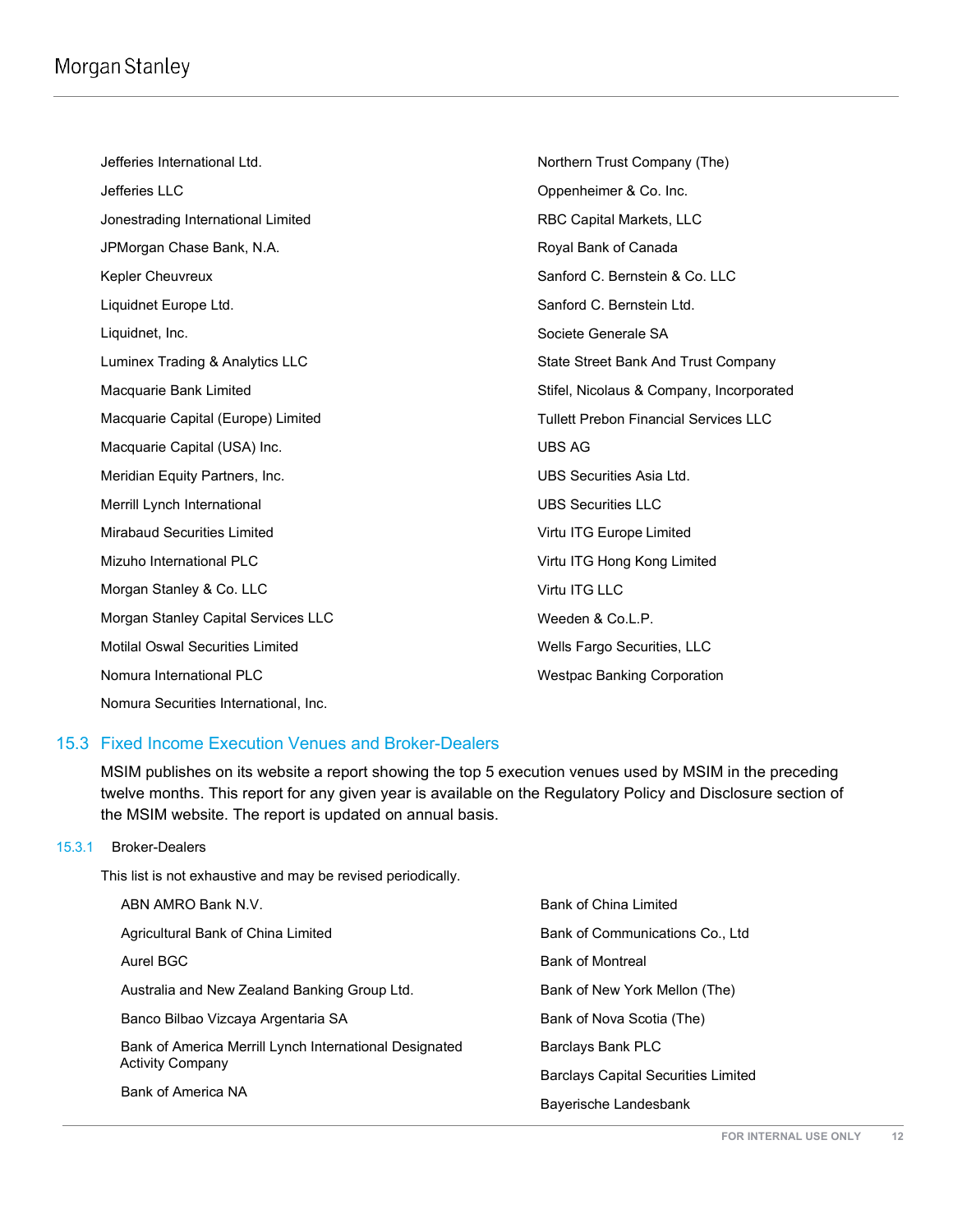- Jefferies International Ltd.
- Jefferies LLC
- Jonestrading International Limited
- JPMorgan Chase Bank, N.A.
- Kepler Cheuvreux
- Liquidnet Europe Ltd.
- Liquidnet, Inc.
- Luminex Trading & Analytics LLC
- Macquarie Bank Limited
- Macquarie Capital (Europe) Limited
- Macquarie Capital (USA) Inc.
- Meridian Equity Partners, Inc.
- Merrill Lynch International
- Mirabaud Securities Limited
- Mizuho International PLC
- Morgan Stanley & Co. LLC
- Morgan Stanley Capital Services LLC
- Motilal Oswal Securities Limited
- Nomura International PLC
- Nomura Securities International, Inc.
- Northern Trust Company (The)
- Oppenheimer & Co. Inc.
- RBC Capital Markets, LLC
- Royal Bank of Canada
- Sanford C. Bernstein & Co. LLC
- Sanford C. Bernstein Ltd.
- Societe Generale SA
- State Street Bank And Trust Company
- Stifel, Nicolaus & Company, Incorporated
- Tullett Prebon Financial Services LLC
- UBS AG
- UBS Securities Asia Ltd.
- UBS Securities LLC
- Virtu ITG Europe Limited
- Virtu ITG Hong Kong Limited
- Virtu ITG LLC
- Weeden & Co.L.P.
- Wells Fargo Securities, LLC
- Westpac Banking Corporation

## 15.3 Fixed Income Execution Venues and Broker-Dealers

MSIM publishes on its website a report showing the top 5 execution venues used by MSIM in the preceding twelve months. This report for any given year is available on the Regulatory Policy and Disclosure section of the MSIM website. The report is updated on annual basis.

### 15.3.1 Broker-Dealers

This list is not exhaustive and may be revised periodically.

- ABN AMRO Bank N.V.
- Agricultural Bank of China Limited
- Aurel BGC
- Australia and New Zealand Banking Group Ltd.
- Banco Bilbao Vizcaya Argentaria SA
- Bank of America Merrill Lynch International Designated Activity Company
- Bank of America NA
- Bank of China Limited
- Bank of Communications Co., Ltd
- Bank of Montreal
- Bank of New York Mellon (The)
- Bank of Nova Scotia (The)
- Barclays Bank PLC
- Barclays Capital Securities Limited
- Bayerische Landesbank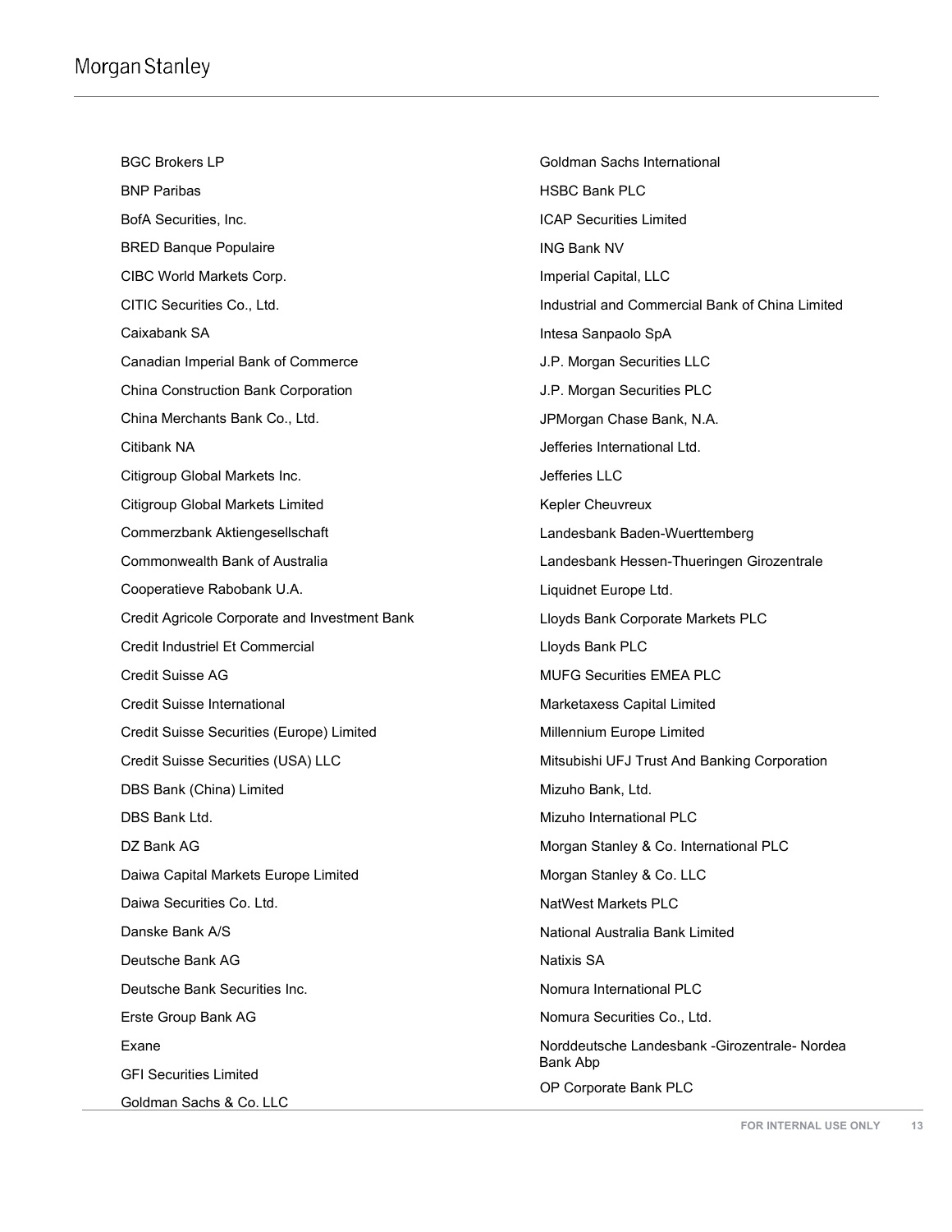BGC Brokers LP

BNP Paribas

BofA Securities, Inc.

BRED Banque Populaire

CIBC World Markets Corp.

CITIC Securities Co., Ltd.

Caixabank SA

Canadian Imperial Bank of Commerce

China Construction Bank Corporation

China Merchants Bank Co., Ltd.

Citibank NA

Citigroup Global Markets Inc.

Citigroup Global Markets Limited

Commerzbank Aktiengesellschaft

Commonwealth Bank of Australia

Cooperatieve Rabobank U.A.

Credit Agricole Corporate and Investment Bank

Credit Industriel Et Commercial

Credit Suisse AG

Credit Suisse International

Credit Suisse Securities (Europe) Limited

Credit Suisse Securities (USA) LLC

DBS Bank (China) Limited

DBS Bank Ltd.

DZ Bank AG

Daiwa Capital Markets Europe Limited

Daiwa Securities Co. Ltd.

Danske Bank A/S

Deutsche Bank AG

Deutsche Bank Securities Inc.

Erste Group Bank AG

Exane

GFI Securities Limited

Goldman Sachs & Co. LLC

Goldman Sachs International

HSBC Bank PLC

ICAP Securities Limited

ING Bank NV

Imperial Capital, LLC

Industrial and Commercial Bank of China Limited

Intesa Sanpaolo SpA

J.P. Morgan Securities LLC

J.P. Morgan Securities PLC

JPMorgan Chase Bank, N.A.

Jefferies International Ltd.

Jefferies LLC

Kepler Cheuvreux

Landesbank Baden-Wuerttemberg

Landesbank Hessen-Thueringen Girozentrale

Liquidnet Europe Ltd.

Lloyds Bank Corporate Markets PLC

Lloyds Bank PLC

MUFG Securities EMEA PLC

Marketaxess Capital Limited

Millennium Europe Limited

Mitsubishi UFJ Trust And Banking Corporation

Mizuho Bank, Ltd.

Mizuho International PLC

Morgan Stanley & Co. International PLC

Morgan Stanley & Co. LLC

NatWest Markets PLC

National Australia Bank Limited

Natixis SA

Nomura International PLC

Nomura Securities Co., Ltd.

Norddeutsche Landesbank -Girozentrale- Nordea Bank Abp

OP Corporate Bank PLC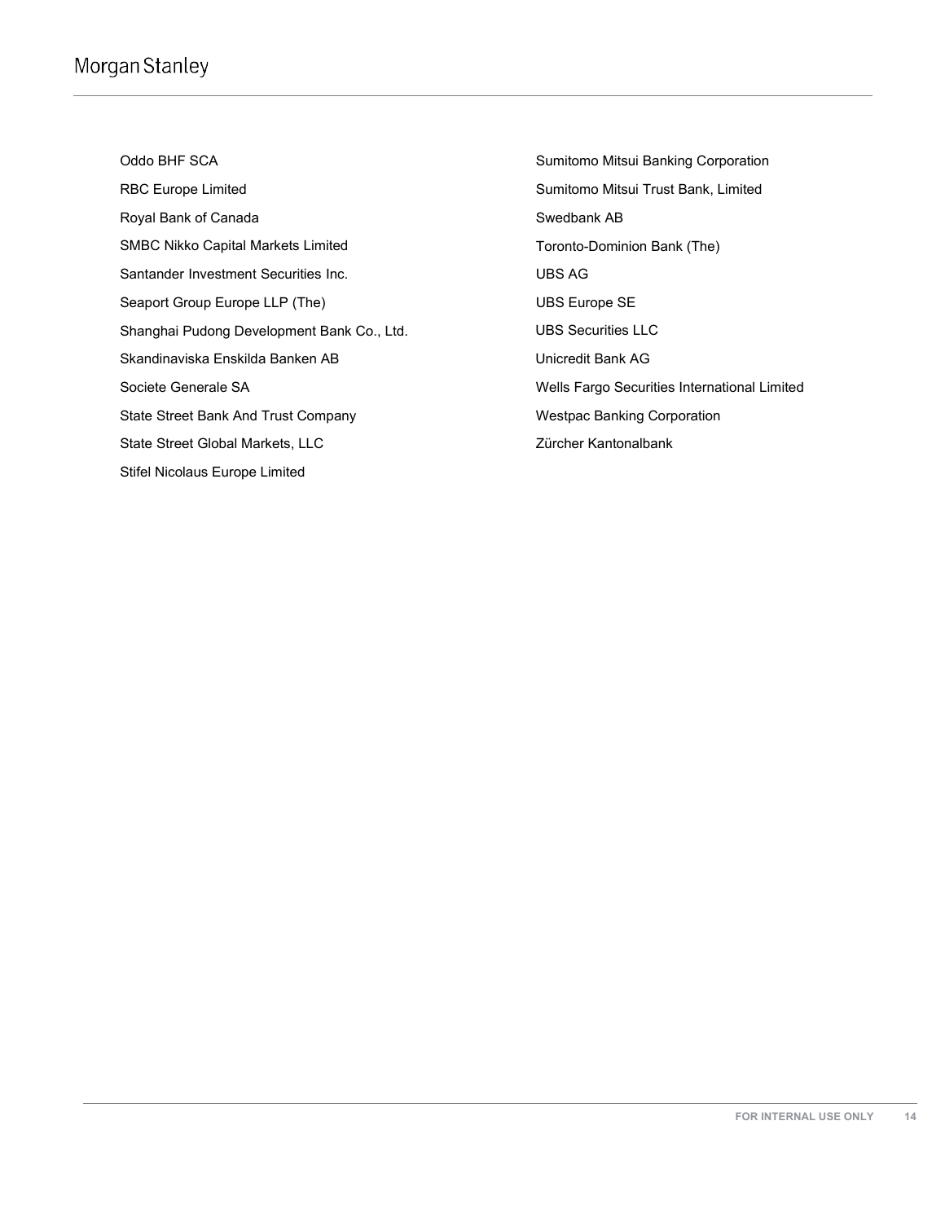Oddo BHF SCA

RBC Europe Limited

Royal Bank of Canada

SMBC Nikko Capital Markets Limited

Santander Investment Securities Inc.

Seaport Group Europe LLP (The)

Shanghai Pudong Development Bank Co., Ltd.

Skandinaviska Enskilda Banken AB

Societe Generale SA

State Street Bank And Trust Company

State Street Global Markets, LLC

Stifel Nicolaus Europe Limited

Sumitomo Mitsui Banking Corporation

Sumitomo Mitsui Trust Bank, Limited

Swedbank AB

Toronto-Dominion Bank (The)

UBS AG

UBS Europe SE

UBS Securities LLC

Unicredit Bank AG

Wells Fargo Securities International Limited

Westpac Banking Corporation

Zürcher Kantonalbank